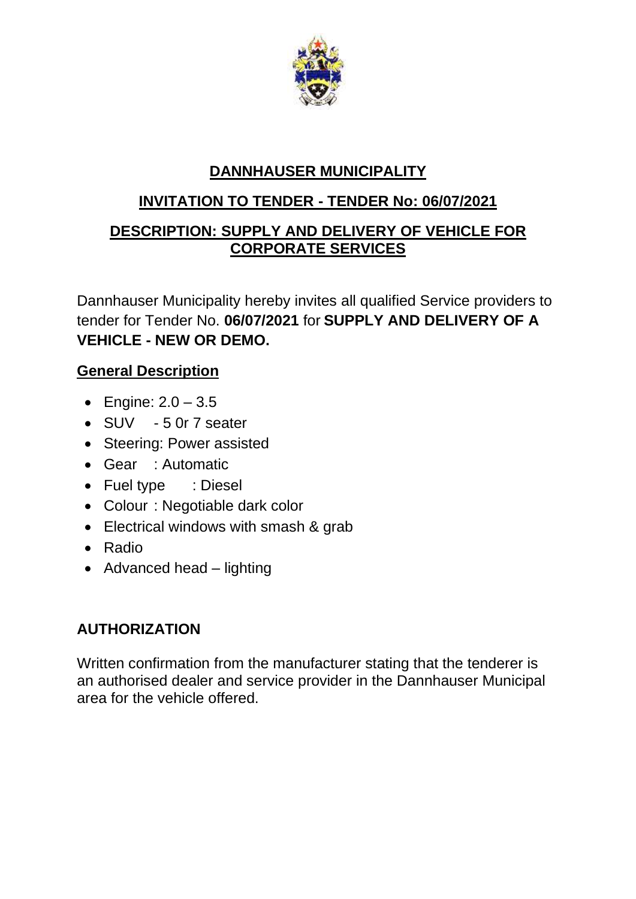**DANNHAUSER MUNICIPALITY**

**INVITATION TO TENDER - TENDER No: 06/07/2021**

**DESCRIPTION: SUPPLY AND DELIVERY OF VEHICLE FOR CORPORATE SERVICES**

Dannhauser Municipality hereby invites all qualified Service providers to tender for Tender No. **06/07/2021** for **SUPPLY AND DELIVERY OF A VEHICLE - NEW OR DEMO.**

**General Description**

- Engine: 2.0 – 3.5
- SUV - 5 0r 7 seater
- Steering: Power assisted
- Gear : Automatic
- Fuel type : Diesel
- Colour : Negotiable dark color
- Electrical windows with smash & grab
- Radio
- Advanced head – lighting

**AUTHORIZATION**

Written confirmation from the manufacturer stating that the tenderer is an authorised dealer and service provider in the Dannhauser Municipal area for the vehicle offered.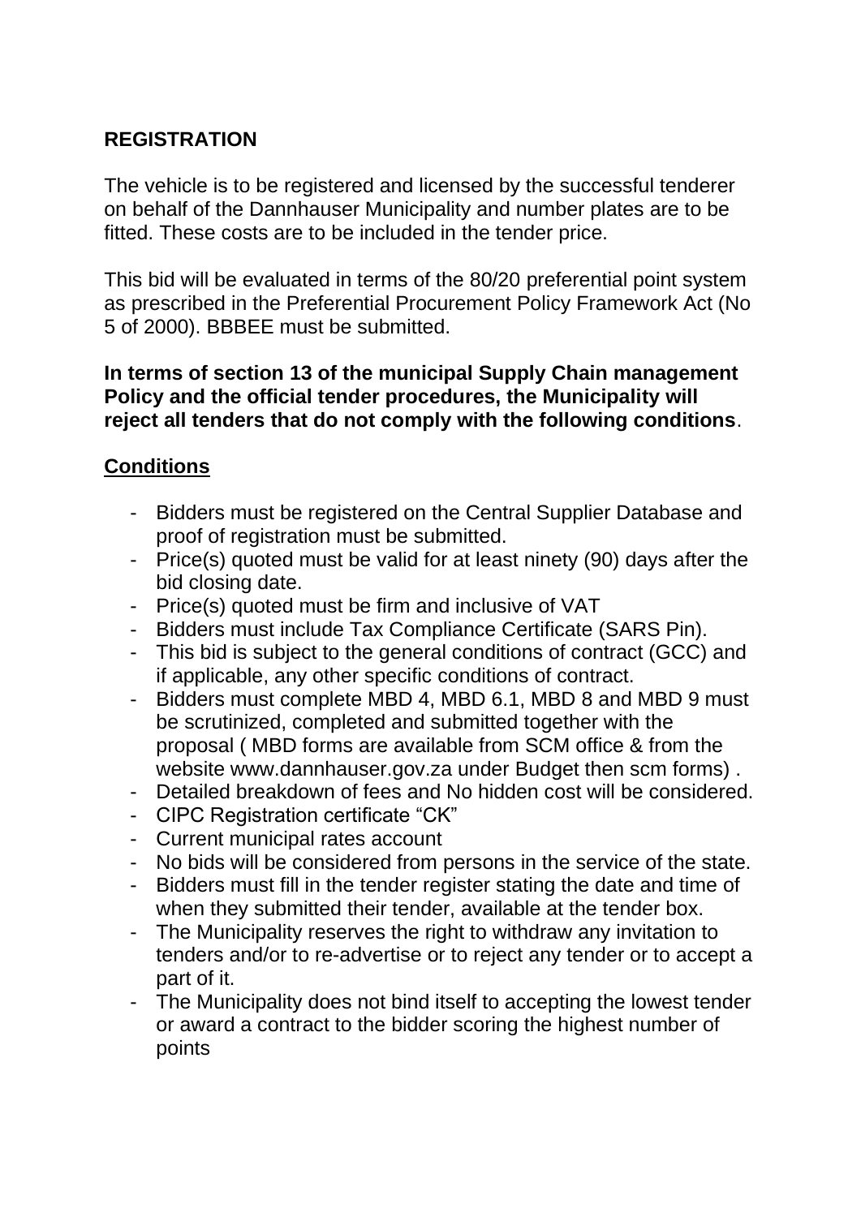## REGISTRATION

The vehicle is to be registered and licensed by the successful tenderer on behalf of the Dannhauser Municipality and number plates are to be fitted. These costs are to be included in the tender price.

This bid will be evaluated in terms of the 80/20 preferential point system as prescribed in the Preferential Procurement Policy Framework Act (No 5 of 2000). BBBEE must be submitted.

**In terms of section 13 of the municipal Supply Chain management Policy and the official tender procedures, the Municipality will reject all tenders that do not comply with the following conditions**.

## Conditions

- Bidders must be registered on the Central Supplier Database and proof of registration must be submitted.
- Price(s) quoted must be valid for at least ninety (90) days after the bid closing date.
- Price(s) quoted must be firm and inclusive of VAT
- Bidders must include Tax Compliance Certificate (SARS Pin).
- This bid is subject to the general conditions of contract (GCC) and if applicable, any other specific conditions of contract.
- Bidders must complete MBD 4, MBD 6.1, MBD 8 and MBD 9 must be scrutinized, completed and submitted together with the proposal ( MBD forms are available from SCM office & from the website www.dannhauser.gov.za under Budget then scm forms) .
- Detailed breakdown of fees and No hidden cost will be considered.
- CIPC Registration certificate “CK”
- Current municipal rates account
- No bids will be considered from persons in the service of the state.
- Bidders must fill in the tender register stating the date and time of when they submitted their tender, available at the tender box.
- The Municipality reserves the right to withdraw any invitation to tenders and/or to re-advertise or to reject any tender or to accept a part of it.
- The Municipality does not bind itself to accepting the lowest tender or award a contract to the bidder scoring the highest number of points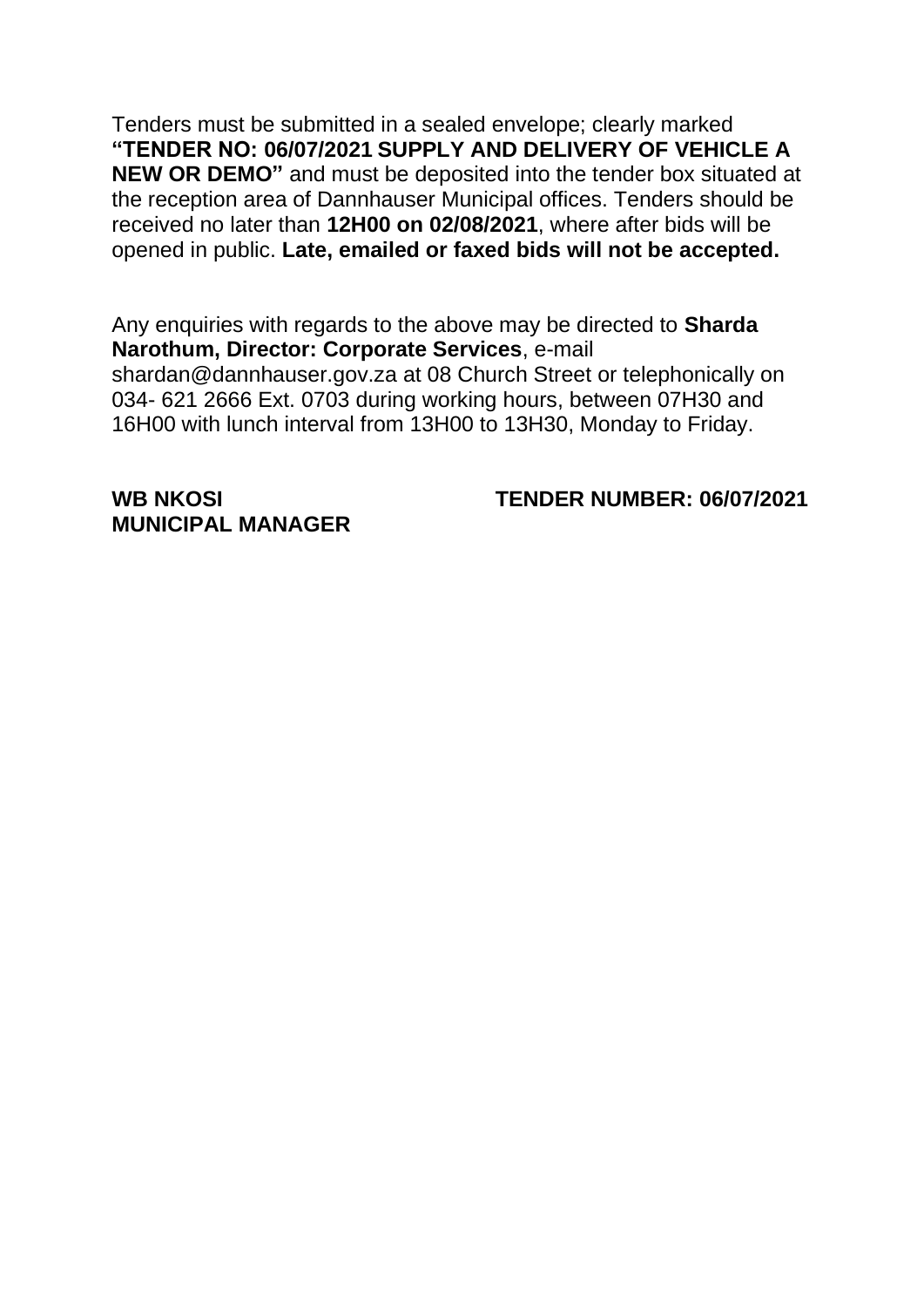Tenders must be submitted in a sealed envelope; clearly marked **"TENDER NO: 06/07/2021 SUPPLY AND DELIVERY OF VEHICLE A NEW OR DEMO"** and must be deposited into the tender box situated at the reception area of Dannhauser Municipal offices. Tenders should be received no later than **12H00 on 02/08/2021**, where after bids will be opened in public. **Late, emailed or faxed bids will not be accepted.**

Any enquiries with regards to the above may be directed to **Sharda Narothum, Director: Corporate Services**, e-mail shardan@dannhauser.gov.za at 08 Church Street or telephonically on 034- 621 2666 Ext. 0703 during working hours, between 07H30 and 16H00 with lunch interval from 13H00 to 13H30, Monday to Friday.

**WB NKOSI**
**MUNICIPAL MANAGER**

**TENDER NUMBER: 06/07/2021**